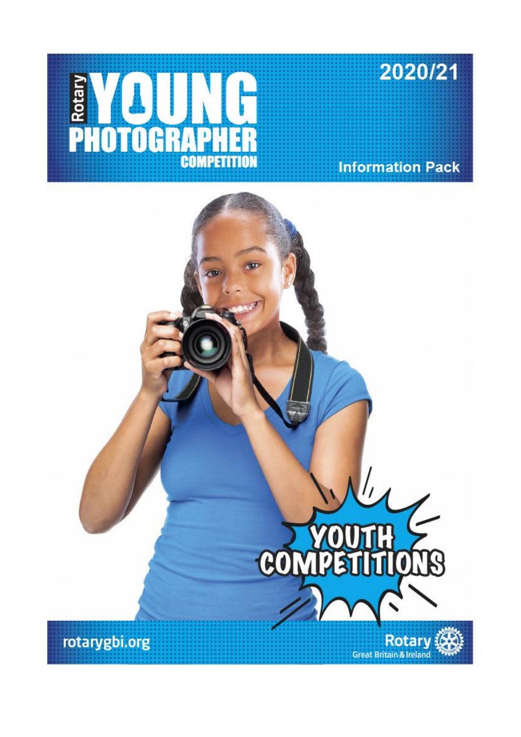# Rotary YOUNG PHOTOGRAPHER COMPETITION

## 2020/21

## Information Pack

YOUTH COMPETITIONS

rotarygbi.org

Rotary Great Britain & Ireland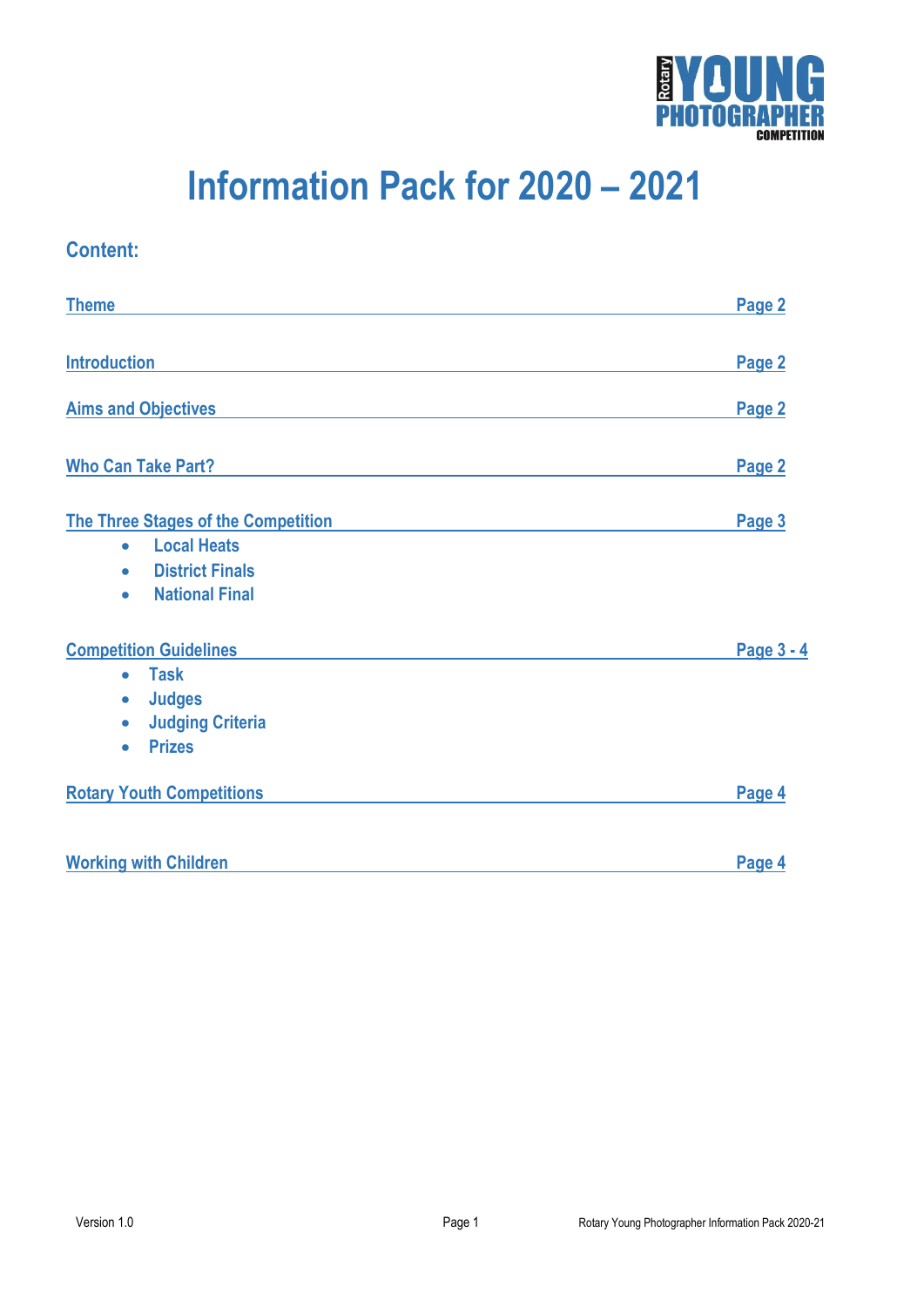# Information Pack for 2020 – 2021

## Content:

| | |
|---|---|
| Theme | Page 2 |
| Introduction | Page 2 |
| Aims and Objectives | Page 2 |
| Who Can Take Part? | Page 2 |
| The Three Stages of the Competition | Page 3 |
| • Local Heats<br>• District Finals<br>• National Final | |
| Competition Guidelines | Page 3 - 4 |
| • Task<br>• Judges<br>• Judging Criteria<br>• Prizes | |
| Rotary Youth Competitions | Page 4 |
| Working with Children | Page 4 |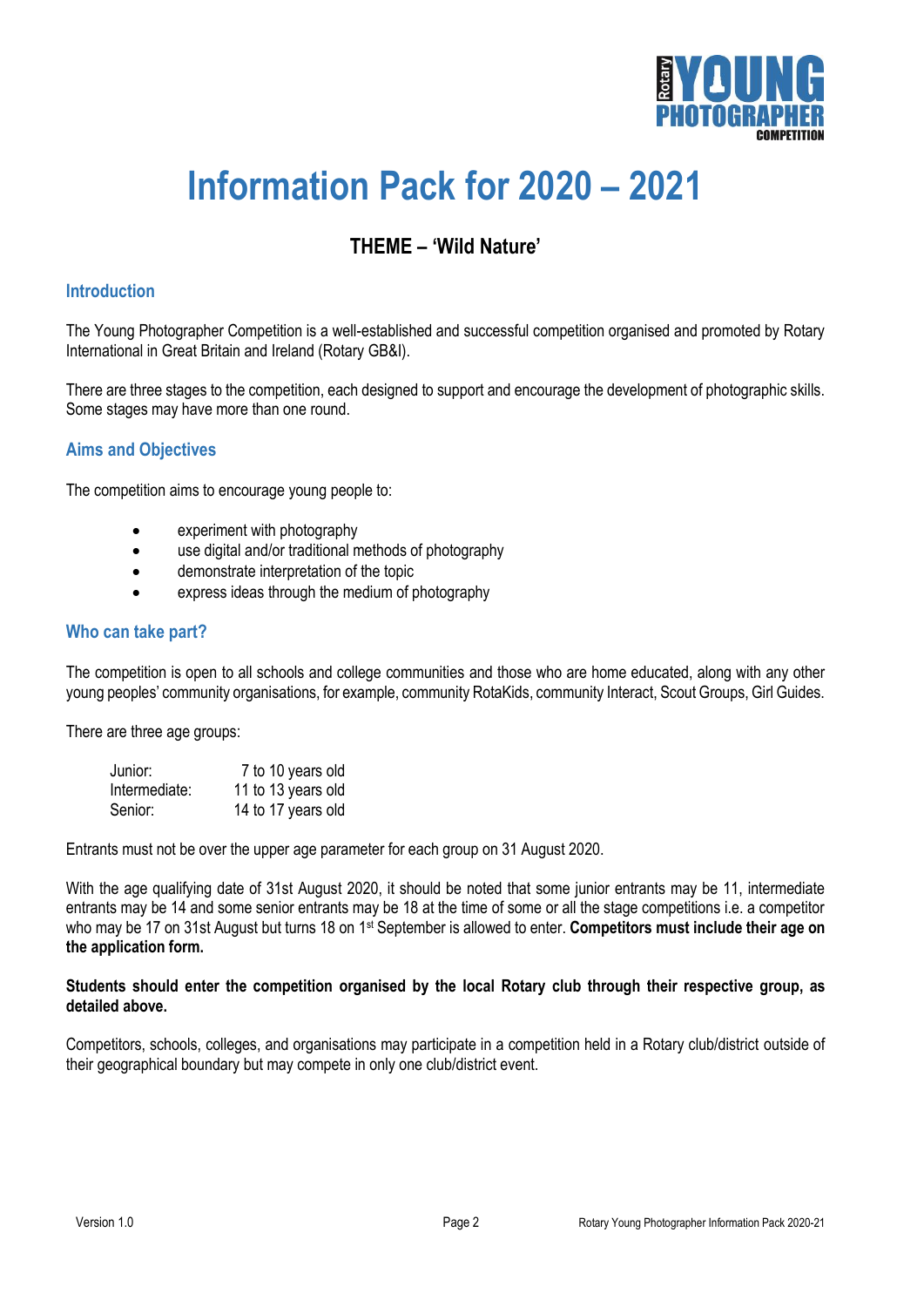# Information Pack for 2020 – 2021

## THEME – 'Wild Nature'

### Introduction

The Young Photographer Competition is a well-established and successful competition organised and promoted by Rotary International in Great Britain and Ireland (Rotary GB&I).

There are three stages to the competition, each designed to support and encourage the development of photographic skills. Some stages may have more than one round.

### Aims and Objectives

The competition aims to encourage young people to:

- experiment with photography
- use digital and/or traditional methods of photography
- demonstrate interpretation of the topic
- express ideas through the medium of photography

### Who can take part?

The competition is open to all schools and college communities and those who are home educated, along with any other young peoples' community organisations, for example, community RotaKids, community Interact, Scout Groups, Girl Guides.

There are three age groups:

| | |
|---|---|
| Junior: | 7 to 10 years old |
| Intermediate: | 11 to 13 years old |
| Senior: | 14 to 17 years old |

Entrants must not be over the upper age parameter for each group on 31 August 2020.

With the age qualifying date of 31st August 2020, it should be noted that some junior entrants may be 11, intermediate entrants may be 14 and some senior entrants may be 18 at the time of some or all the stage competitions i.e. a competitor who may be 17 on 31st August but turns 18 on 1st September is allowed to enter. **Competitors must include their age on the application form.**

**Students should enter the competition organised by the local Rotary club through their respective group, as detailed above.**

Competitors, schools, colleges, and organisations may participate in a competition held in a Rotary club/district outside of their geographical boundary but may compete in only one club/district event.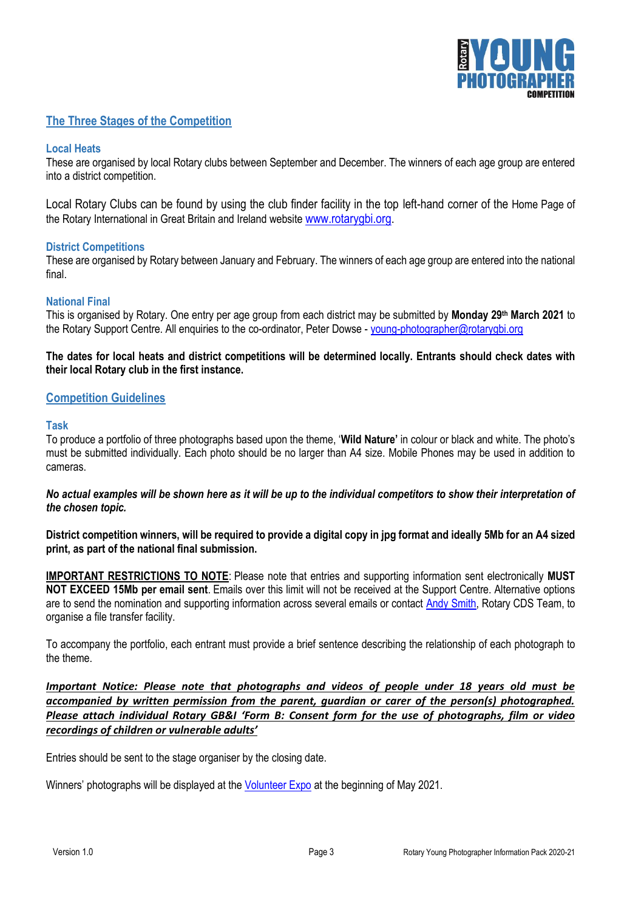## The Three Stages of the Competition

### Local Heats

These are organised by local Rotary clubs between September and December. The winners of each age group are entered into a district competition.

Local Rotary Clubs can be found by using the club finder facility in the top left-hand corner of the Home Page of the Rotary International in Great Britain and Ireland website www.rotarygbi.org.

### District Competitions

These are organised by Rotary between January and February. The winners of each age group are entered into the national final.

### National Final

This is organised by Rotary. One entry per age group from each district may be submitted by **Monday 29th March 2021** to the Rotary Support Centre. All enquiries to the co-ordinator, Peter Dowse - young-photographer@rotarygbi.org

**The dates for local heats and district competitions will be determined locally. Entrants should check dates with their local Rotary club in the first instance.**

## Competition Guidelines

### Task

To produce a portfolio of three photographs based upon the theme, '**Wild Nature'** in colour or black and white. The photo's must be submitted individually. Each photo should be no larger than A4 size. Mobile Phones may be used in addition to cameras.

***No actual examples will be shown here as it will be up to the individual competitors to show their interpretation of the chosen topic.***

**District competition winners, will be required to provide a digital copy in jpg format and ideally 5Mb for an A4 sized print, as part of the national final submission.**

**IMPORTANT RESTRICTIONS TO NOTE**: Please note that entries and supporting information sent electronically **MUST NOT EXCEED 15Mb per email sent**. Emails over this limit will not be received at the Support Centre. Alternative options are to send the nomination and supporting information across several emails or contact Andy Smith, Rotary CDS Team, to organise a file transfer facility.

To accompany the portfolio, each entrant must provide a brief sentence describing the relationship of each photograph to the theme.

***Important Notice: Please note that photographs and videos of people under 18 years old must be accompanied by written permission from the parent, guardian or carer of the person(s) photographed. Please attach individual Rotary GB&I 'Form B: Consent form for the use of photographs, film or video recordings of children or vulnerable adults'***

Entries should be sent to the stage organiser by the closing date.

Winners' photographs will be displayed at the Volunteer Expo at the beginning of May 2021.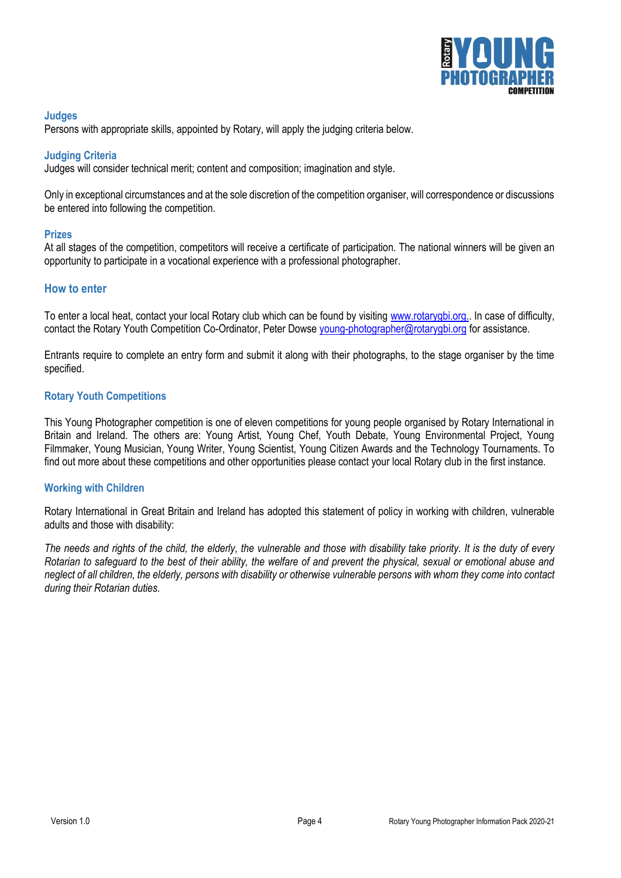## Judges

Persons with appropriate skills, appointed by Rotary, will apply the judging criteria below.

## Judging Criteria

Judges will consider technical merit; content and composition; imagination and style.

Only in exceptional circumstances and at the sole discretion of the competition organiser, will correspondence or discussions be entered into following the competition.

## Prizes

At all stages of the competition, competitors will receive a certificate of participation. The national winners will be given an opportunity to participate in a vocational experience with a professional photographer.

## How to enter

To enter a local heat, contact your local Rotary club which can be found by visiting www.rotarygbi.org.. In case of difficulty, contact the Rotary Youth Competition Co-Ordinator, Peter Dowse young-photographer@rotarygbi.org for assistance.

Entrants require to complete an entry form and submit it along with their photographs, to the stage organiser by the time specified.

## Rotary Youth Competitions

This Young Photographer competition is one of eleven competitions for young people organised by Rotary International in Britain and Ireland. The others are: Young Artist, Young Chef, Youth Debate, Young Environmental Project, Young Filmmaker, Young Musician, Young Writer, Young Scientist, Young Citizen Awards and the Technology Tournaments. To find out more about these competitions and other opportunities please contact your local Rotary club in the first instance.

## Working with Children

Rotary International in Great Britain and Ireland has adopted this statement of policy in working with children, vulnerable adults and those with disability:

*The needs and rights of the child, the elderly, the vulnerable and those with disability take priority. It is the duty of every Rotarian to safeguard to the best of their ability, the welfare of and prevent the physical, sexual or emotional abuse and neglect of all children, the elderly, persons with disability or otherwise vulnerable persons with whom they come into contact during their Rotarian duties.*